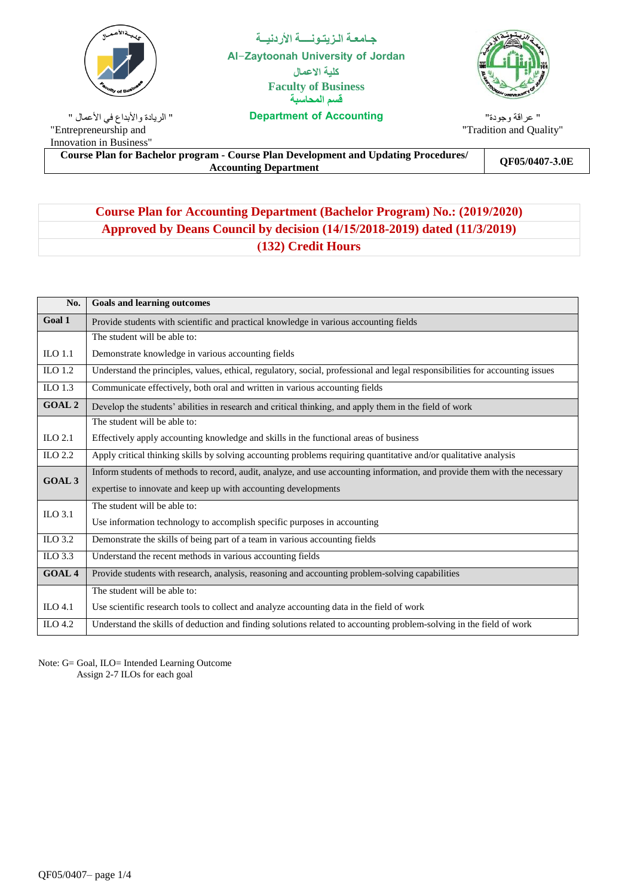جـامعـة الـزيـتـونـــة الأردنيـة

Al-Zaytoonah University of Jordan

كلية الاعمال

**Faculty of Business**

قسم المحاسبة

**Department of Accounting**

" الريادة والأبداع في الأعمال "
"Entrepreneurship and Innovation in Business"

" عراقة وجودة"
"Tradition and Quality"

| Course Plan for Bachelor program - Course Plan Development and Updating Procedures/ Accounting Department | QF05/0407-3.0E |
|---|---|

## Course Plan for Accounting Department (Bachelor Program) No.: (2019/2020)
## Approved by Deans Council by decision (14/15/2018-2019) dated (11/3/2019)
## (132) Credit Hours

| No. | Goals and learning outcomes |
|---|---|
| **Goal 1** | Provide students with scientific and practical knowledge in various accounting fields |
| ILO 1.1 | The student will be able to: Demonstrate knowledge in various accounting fields |
| ILO 1.2 | Understand the principles, values, ethical, regulatory, social, professional and legal responsibilities for accounting issues |
| ILO 1.3 | Communicate effectively, both oral and written in various accounting fields |
| **GOAL 2** | Develop the students' abilities in research and critical thinking, and apply them in the field of work |
| ILO 2.1 | The student will be able to: Effectively apply accounting knowledge and skills in the functional areas of business |
| ILO 2.2 | Apply critical thinking skills by solving accounting problems requiring quantitative and/or qualitative analysis |
| **GOAL 3** | Inform students of methods to record, audit, analyze, and use accounting information, and provide them with the necessary expertise to innovate and keep up with accounting developments |
| ILO 3.1 | The student will be able to: Use information technology to accomplish specific purposes in accounting |
| ILO 3.2 | Demonstrate the skills of being part of a team in various accounting fields |
| ILO 3.3 | Understand the recent methods in various accounting fields |
| **GOAL 4** | Provide students with research, analysis, reasoning and accounting problem-solving capabilities |
| ILO 4.1 | The student will be able to: Use scientific research tools to collect and analyze accounting data in the field of work |
| ILO 4.2 | Understand the skills of deduction and finding solutions related to accounting problem-solving in the field of work |

Note: G= Goal, ILO= Intended Learning Outcome
Assign 2-7 ILOs for each goal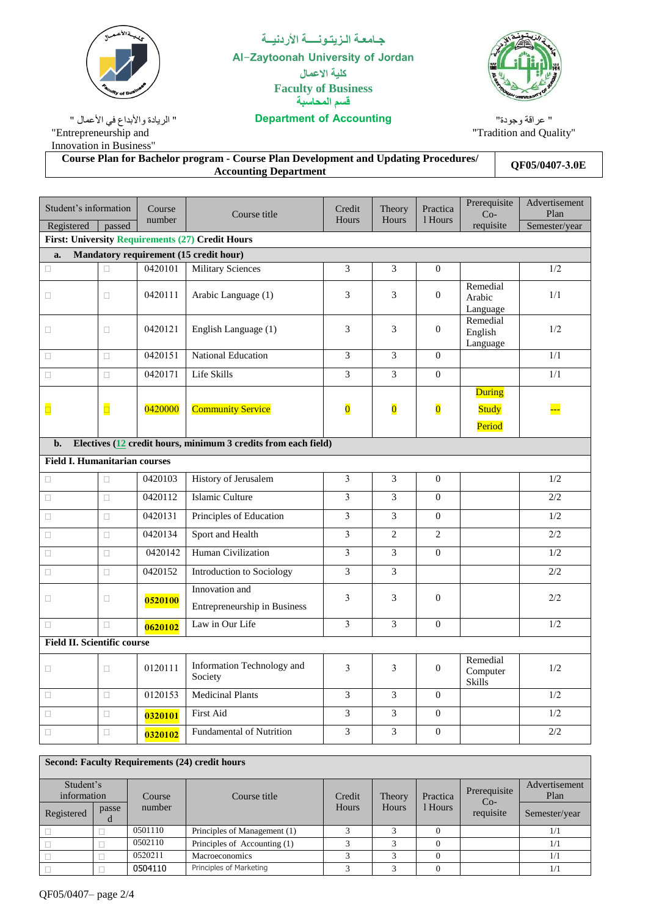جـامعـة الـزيتـونـــة الأردنيـة

Al-Zaytoonah University of Jordan

كلية الاعمال

**Faculty of Business**

قسم المحاسبة

**Department of Accounting**

" الريادة والأبداع في الأعمال "
"Entrepreneurship and Innovation in Business"

" عراقة وجودة"
"Tradition and Quality"

| **Course Plan for Bachelor program - Course Plan Development and Updating Procedures/ Accounting Department** | **QF05/0407-3.0E** |
|---|---|

| Student's information | | Course number | Course title | Credit Hours | Theory Hours | Practical Hours | Prerequisite Co-requisite | Advertisement Plan |
|---|---|---|---|---|---|---|---|---|
| Registered | passed | | | | | | | Semester/year |
| **First: University Requirements (27) Credit Hours** | | | | | | | | |
| **a. Mandatory requirement (15 credit hour)** | | | | | | | | |
| □ | □ | 0420101 | Military Sciences | 3 | 3 | 0 | | 1/2 |
| □ | □ | 0420111 | Arabic Language (1) | 3 | 3 | 0 | Remedial Arabic Language | 1/1 |
| □ | □ | 0420121 | English Language (1) | 3 | 3 | 0 | Remedial English Language | 1/2 |
| □ | □ | 0420151 | National Education | 3 | 3 | 0 | | 1/1 |
| □ | □ | 0420171 | Life Skills | 3 | 3 | 0 | | 1/1 |
| □ | □ | 0420000 | Community Service | 0 | 0 | 0 | During Study Period | -- |
| **b. Electives (12 credit hours, minimum 3 credits from each field)** | | | | | | | | |
| **Field I. Humanitarian courses** | | | | | | | | |
| □ | □ | 0420103 | History of Jerusalem | 3 | 3 | 0 | | 1/2 |
| □ | □ | 0420112 | Islamic Culture | 3 | 3 | 0 | | 2/2 |
| □ | □ | 0420131 | Principles of Education | 3 | 3 | 0 | | 1/2 |
| □ | □ | 0420134 | Sport and Health | 3 | 2 | 2 | | 2/2 |
| □ | □ | 0420142 | Human Civilization | 3 | 3 | 0 | | 1/2 |
| □ | □ | 0420152 | Introduction to Sociology | 3 | 3 | | | 2/2 |
| □ | □ | 0520100 | Innovation and Entrepreneurship in Business | 3 | 3 | 0 | | 2/2 |
| □ | □ | 0620102 | Law in Our Life | 3 | 3 | 0 | | 1/2 |
| **Field II. Scientific course** | | | | | | | | |
| □ | □ | 0120111 | Information Technology and Society | 3 | 3 | 0 | Remedial Computer Skills | 1/2 |
| □ | □ | 0120153 | Medicinal Plants | 3 | 3 | 0 | | 1/2 |
| □ | □ | 0320101 | First Aid | 3 | 3 | 0 | | 1/2 |
| □ | □ | 0320102 | Fundamental of Nutrition | 3 | 3 | 0 | | 2/2 |

**Second: Faculty Requirements (24) credit hours**

| Student's information | | Course number | Course title | Credit Hours | Theory Hours | Practical Hours | Prerequisite Co-requisite | Advertisement Plan |
|---|---|---|---|---|---|---|---|---|
| Registered | passed | | | | | | | Semester/year |
| □ | □ | 0501110 | Principles of Management (1) | 3 | 3 | 0 | | 1/1 |
| □ | □ | 0502110 | Principles of Accounting (1) | 3 | 3 | 0 | | 1/1 |
| □ | □ | 0520211 | Macroeconomics | 3 | 3 | 0 | | 1/1 |
| □ | □ | 0504110 | Principles of Marketing | 3 | 3 | 0 | | 1/1 |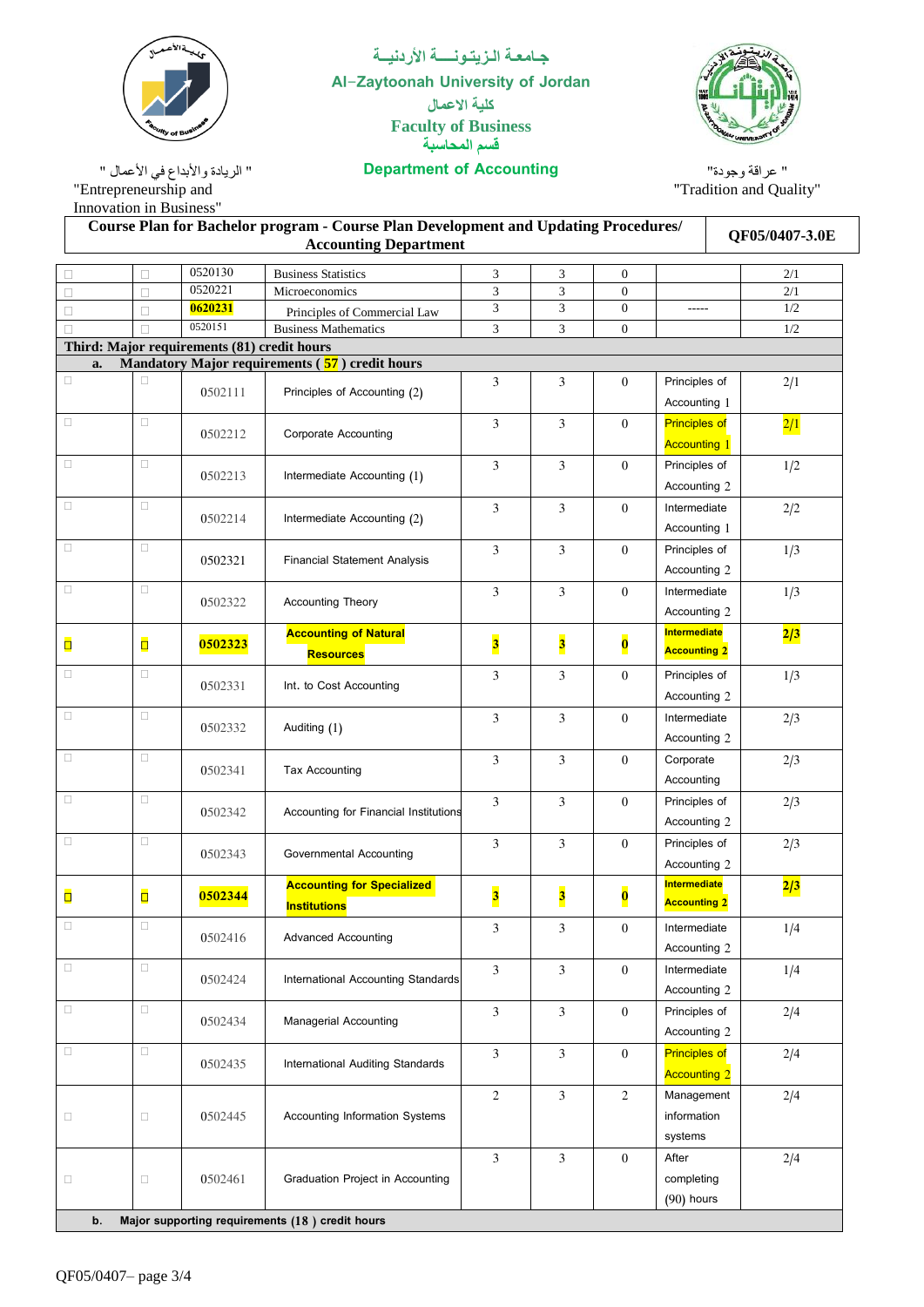جـامعـة الـزيـتـونـــة الأردنيــة

Al-Zaytoonah University of Jordan

كلية الاعمال

**Faculty of Business**

قسم المحاسبة

**Department of Accounting**

" الريادة والأبداع في الأعمال "
"Entrepreneurship and Innovation in Business"

" عراقة وجودة"
"Tradition and Quality"

| **Course Plan for Bachelor program - Course Plan Development and Updating Procedures/ Accounting Department** | **QF05/0407-3.0E** |
|---|---|

| | | | | | | | | |
|---|---|---|---|---|---|---|---|---|
| □ | □ | 0520130 | Business Statistics | 3 | 3 | 0 | | 2/1 |
| □ | □ | 0520221 | Microeconomics | 3 | 3 | 0 | | 2/1 |
| □ | □ | **0620231** | Principles of Commercial Law | 3 | 3 | 0 | ----- | 1/2 |
| □ | □ | 0520151 | Business Mathematics | 3 | 3 | 0 | | 1/2 |
| **Third: Major requirements (81) credit hours** | | | | | | | | |
| **a. Mandatory Major requirements ( 57 ) credit hours** | | | | | | | | |
| □ | □ | 0502111 | Principles of Accounting (2) | 3 | 3 | 0 | Principles of Accounting 1 | 2/1 |
| □ | □ | 0502212 | Corporate Accounting | 3 | 3 | 0 | Principles of Accounting 1 | 2/1 |
| □ | □ | 0502213 | Intermediate Accounting (1) | 3 | 3 | 0 | Principles of Accounting 2 | 1/2 |
| □ | □ | 0502214 | Intermediate Accounting (2) | 3 | 3 | 0 | Intermediate Accounting 1 | 2/2 |
| □ | □ | 0502321 | Financial Statement Analysis | 3 | 3 | 0 | Principles of Accounting 2 | 1/3 |
| □ | □ | 0502322 | Accounting Theory | 3 | 3 | 0 | Intermediate Accounting 2 | 1/3 |
| □ | □ | **0502323** | **Accounting of Natural Resources** | **3** | **3** | **0** | **Intermediate Accounting 2** | **2/3** |
| □ | □ | 0502331 | Int. to Cost Accounting | 3 | 3 | 0 | Principles of Accounting 2 | 1/3 |
| □ | □ | 0502332 | Auditing (1) | 3 | 3 | 0 | Intermediate Accounting 2 | 2/3 |
| □ | □ | 0502341 | Tax Accounting | 3 | 3 | 0 | Corporate Accounting | 2/3 |
| □ | □ | 0502342 | Accounting for Financial Institutions | 3 | 3 | 0 | Principles of Accounting 2 | 2/3 |
| □ | □ | 0502343 | Governmental Accounting | 3 | 3 | 0 | Principles of Accounting 2 | 2/3 |
| □ | □ | **0502344** | **Accounting for Specialized Institutions** | **3** | **3** | **0** | **Intermediate Accounting 2** | **2/3** |
| □ | □ | 0502416 | Advanced Accounting | 3 | 3 | 0 | Intermediate Accounting 2 | 1/4 |
| □ | □ | 0502424 | International Accounting Standards | 3 | 3 | 0 | Intermediate Accounting 2 | 1/4 |
| □ | □ | 0502434 | Managerial Accounting | 3 | 3 | 0 | Principles of Accounting 2 | 2/4 |
| □ | □ | 0502435 | International Auditing Standards | 3 | 3 | 0 | Principles of Accounting 2 | 2/4 |
| □ | □ | 0502445 | Accounting Information Systems | 2 | 3 | 2 | Management information systems | 2/4 |
| □ | □ | 0502461 | Graduation Project in Accounting | 3 | 3 | 0 | After completing (90) hours | 2/4 |
| **b. Major supporting requirements (18 ) credit hours** | | | | | | | | |

QF05/0407– page 3/4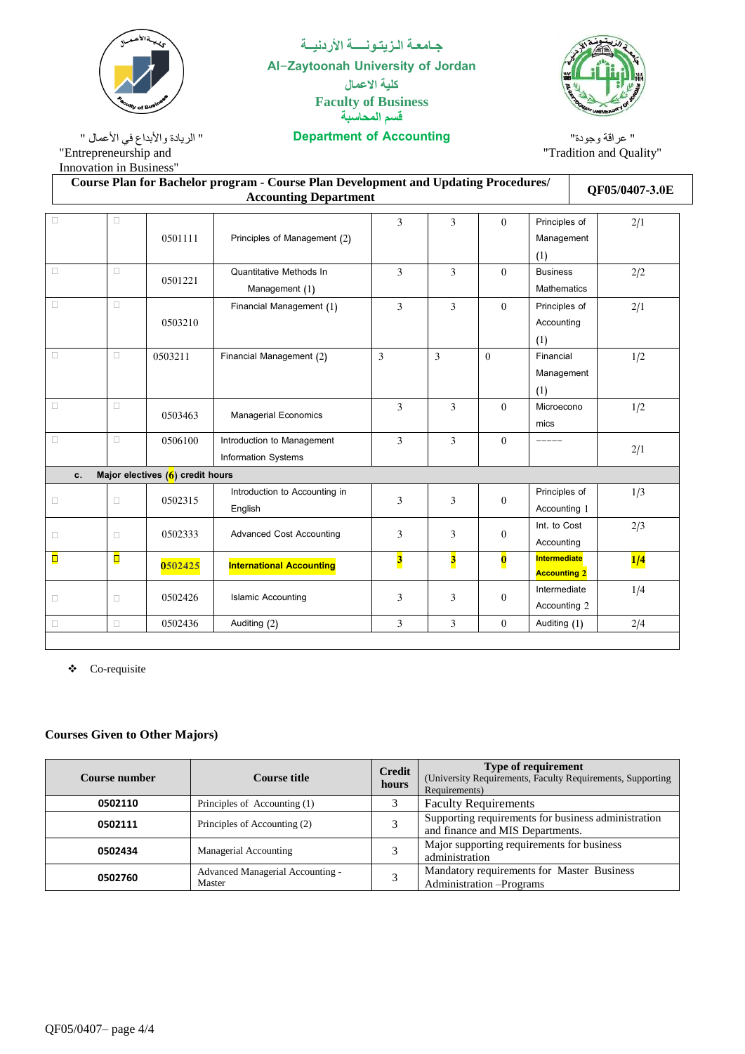جـامعـة الـزيـتـونـــة الأردنيــة
Al-Zaytoonah University of Jordan
كلية الاعمال
Faculty of Business
قسم المحاسبة
Department of Accounting

" الريادة والأبداع في الأعمال "
"Entrepreneurship and Innovation in Business"

" عراقة وجودة"
"Tradition and Quality"

| Course Plan for Bachelor program - Course Plan Development and Updating Procedures/ Accounting Department | QF05/0407-3.0E |
|---|---|

| | | | | | | | | |
|---|---|---|---|---|---|---|---|---|
| ☐ | ☐ | 0501111 | Principles of Management (2) | 3 | 3 | 0 | Principles of Management (1) | 2/1 |
| ☐ | ☐ | 0501221 | Quantitative Methods In Management (1) | 3 | 3 | 0 | Business Mathematics | 2/2 |
| ☐ | ☐ | 0503210 | Financial Management (1) | 3 | 3 | 0 | Principles of Accounting (1) | 2/1 |
| ☐ | ☐ | 0503211 | Financial Management (2) | 3 | 3 | 0 | Financial Management (1) | 1/2 |
| ☐ | ☐ | 0503463 | Managerial Economics | 3 | 3 | 0 | Microeconomics | 1/2 |
| ☐ | ☐ | 0506100 | Introduction to Management Information Systems | 3 | 3 | 0 | ----- | 2/1 |
| **c.** | **Major electives (6) credit hours** | | | | | | | |
| ☐ | ☐ | 0502315 | Introduction to Accounting in English | 3 | 3 | 0 | Principles of Accounting 1 | 1/3 |
| ☐ | ☐ | 0502333 | Advanced Cost Accounting | 3 | 3 | 0 | Int. to Cost Accounting | 2/3 |
| ☐ | ☐ | 0502425 | **International Accounting** | 3 | 3 | 0 | **Intermediate Accounting 2** | 1/4 |
| ☐ | ☐ | 0502426 | Islamic Accounting | 3 | 3 | 0 | Intermediate Accounting 2 | 1/4 |
| ☐ | ☐ | 0502436 | Auditing (2) | 3 | 3 | 0 | Auditing (1) | 2/4 |

❖ Co-requisite

**Courses Given to Other Majors)**

| Course number | Course title | Credit hours | Type of requirement (University Requirements, Faculty Requirements, Supporting Requirements) |
|---|---|---|---|
| **0502110** | Principles of Accounting (1) | 3 | Faculty Requirements |
| **0502111** | Principles of Accounting (2) | 3 | Supporting requirements for business administration and finance and MIS Departments. |
| **0502434** | Managerial Accounting | 3 | Major supporting requirements for business administration |
| **0502760** | Advanced Managerial Accounting - Master | 3 | Mandatory requirements for Master Business Administration –Programs |